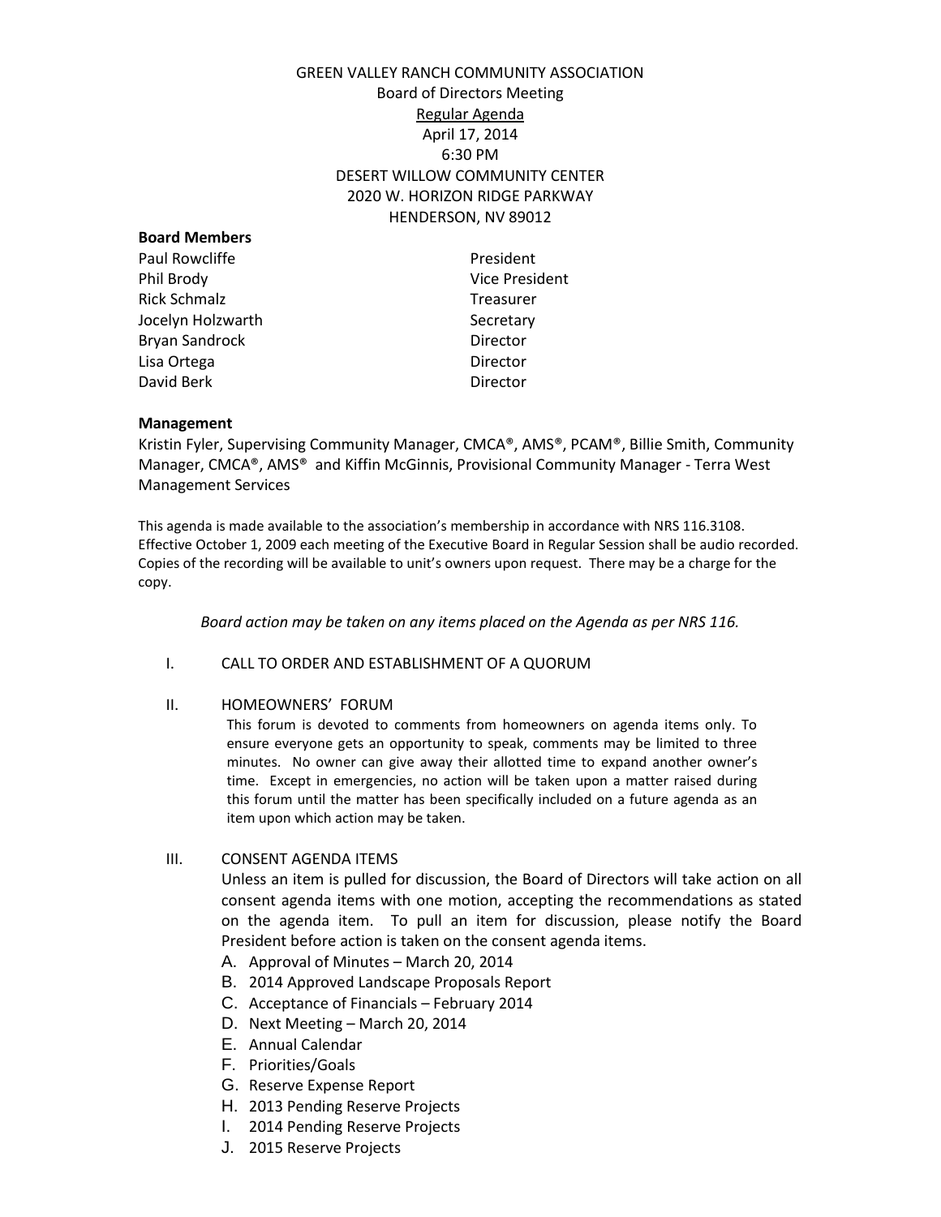# GREEN VALLEY RANCH COMMUNITY ASSOCIATION

Board of Directors Meeting

Regular Agenda

April 17, 2014

6:30 PM

DESERT WILLOW COMMUNITY CENTER

2020 W. HORIZON RIDGE PARKWAY

HENDERSON, NV 89012

**Board Members**

| | |
|---|---|
| Paul Rowcliffe | President |
| Phil Brody | Vice President |
| Rick Schmalz | Treasurer |
| Jocelyn Holzwarth | Secretary |
| Bryan Sandrock | Director |
| Lisa Ortega | Director |
| David Berk | Director |

**Management**

Kristin Fyler, Supervising Community Manager, CMCA®, AMS®, PCAM®, Billie Smith, Community Manager, CMCA®, AMS® and Kiffin McGinnis, Provisional Community Manager - Terra West Management Services

This agenda is made available to the association's membership in accordance with NRS 116.3108. Effective October 1, 2009 each meeting of the Executive Board in Regular Session shall be audio recorded. Copies of the recording will be available to unit's owners upon request. There may be a charge for the copy.

*Board action may be taken on any items placed on the Agenda as per NRS 116.*

I. CALL TO ORDER AND ESTABLISHMENT OF A QUORUM

II. HOMEOWNERS' FORUM

This forum is devoted to comments from homeowners on agenda items only. To ensure everyone gets an opportunity to speak, comments may be limited to three minutes. No owner can give away their allotted time to expand another owner's time. Except in emergencies, no action will be taken upon a matter raised during this forum until the matter has been specifically included on a future agenda as an item upon which action may be taken.

III. CONSENT AGENDA ITEMS

Unless an item is pulled for discussion, the Board of Directors will take action on all consent agenda items with one motion, accepting the recommendations as stated on the agenda item. To pull an item for discussion, please notify the Board President before action is taken on the consent agenda items.

A. Approval of Minutes – March 20, 2014
B. 2014 Approved Landscape Proposals Report
C. Acceptance of Financials – February 2014
D. Next Meeting – March 20, 2014
E. Annual Calendar
F. Priorities/Goals
G. Reserve Expense Report
H. 2013 Pending Reserve Projects
I. 2014 Pending Reserve Projects
J. 2015 Reserve Projects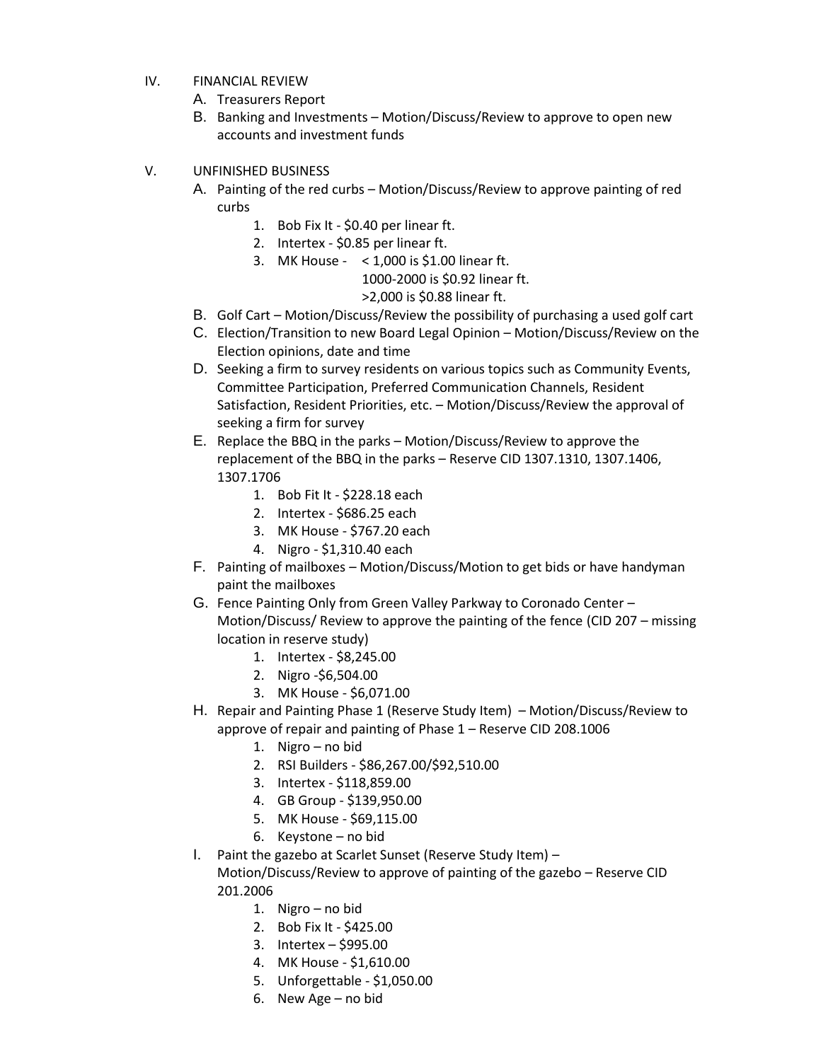IV. FINANCIAL REVIEW

A. Treasurers Report

B. Banking and Investments – Motion/Discuss/Review to approve to open new accounts and investment funds

V. UNFINISHED BUSINESS

A. Painting of the red curbs – Motion/Discuss/Review to approve painting of red curbs

1. Bob Fix It - $0.40 per linear ft.
2. Intertex - $0.85 per linear ft.
3. MK House - < 1,000 is $1.00 linear ft.  
   1000-2000 is $0.92 linear ft.  
   >2,000 is $0.88 linear ft.

B. Golf Cart – Motion/Discuss/Review the possibility of purchasing a used golf cart

C. Election/Transition to new Board Legal Opinion – Motion/Discuss/Review on the Election opinions, date and time

D. Seeking a firm to survey residents on various topics such as Community Events, Committee Participation, Preferred Communication Channels, Resident Satisfaction, Resident Priorities, etc. – Motion/Discuss/Review the approval of seeking a firm for survey

E. Replace the BBQ in the parks – Motion/Discuss/Review to approve the replacement of the BBQ in the parks – Reserve CID 1307.1310, 1307.1406, 1307.1706

1. Bob Fit It - $228.18 each
2. Intertex - $686.25 each
3. MK House - $767.20 each
4. Nigro - $1,310.40 each

F. Painting of mailboxes – Motion/Discuss/Motion to get bids or have handyman paint the mailboxes

G. Fence Painting Only from Green Valley Parkway to Coronado Center – Motion/Discuss/ Review to approve the painting of the fence (CID 207 – missing location in reserve study)

1. Intertex - $8,245.00
2. Nigro -$6,504.00
3. MK House - $6,071.00

H. Repair and Painting Phase 1 (Reserve Study Item) – Motion/Discuss/Review to approve of repair and painting of Phase 1 – Reserve CID 208.1006

1. Nigro – no bid
2. RSI Builders - $86,267.00/$92,510.00
3. Intertex - $118,859.00
4. GB Group - $139,950.00
5. MK House - $69,115.00
6. Keystone – no bid

I. Paint the gazebo at Scarlet Sunset (Reserve Study Item) – Motion/Discuss/Review to approve of painting of the gazebo – Reserve CID 201.2006

1. Nigro – no bid
2. Bob Fix It - $425.00
3. Intertex – $995.00
4. MK House - $1,610.00
5. Unforgettable - $1,050.00
6. New Age – no bid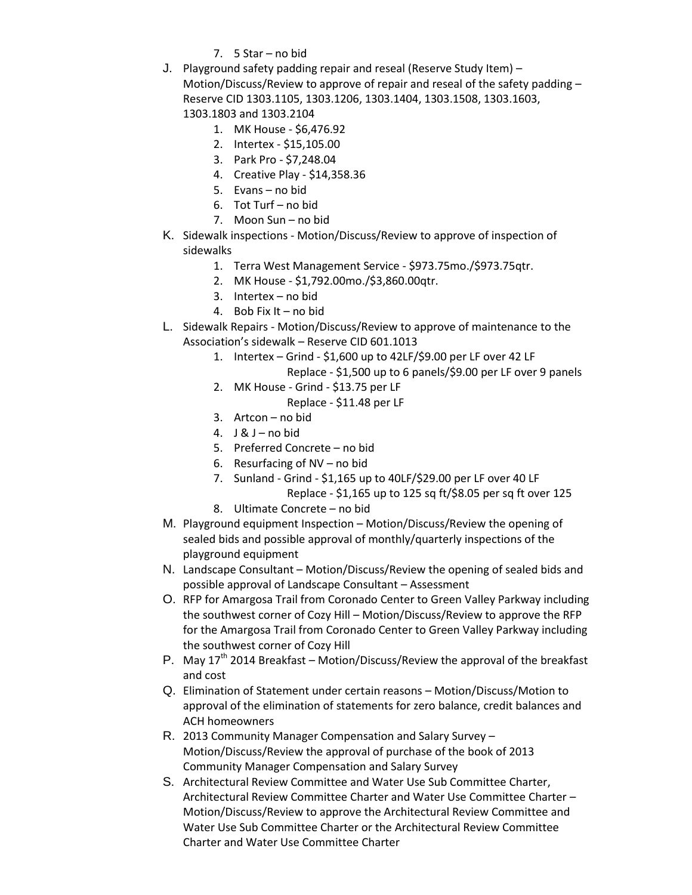7. 5 Star – no bid

J. Playground safety padding repair and reseal (Reserve Study Item) – Motion/Discuss/Review to approve of repair and reseal of the safety padding – Reserve CID 1303.1105, 1303.1206, 1303.1404, 1303.1508, 1303.1603, 1303.1803 and 1303.2104
   1. MK House - $6,476.92
   2. Intertex - $15,105.00
   3. Park Pro - $7,248.04
   4. Creative Play - $14,358.36
   5. Evans – no bid
   6. Tot Turf – no bid
   7. Moon Sun – no bid

K. Sidewalk inspections - Motion/Discuss/Review to approve of inspection of sidewalks
   1. Terra West Management Service - $973.75mo./$973.75qtr.
   2. MK House - $1,792.00mo./$3,860.00qtr.
   3. Intertex – no bid
   4. Bob Fix It – no bid

L. Sidewalk Repairs - Motion/Discuss/Review to approve of maintenance to the Association's sidewalk – Reserve CID 601.1013
   1. Intertex – Grind - $1,600 up to 42LF/$9.00 per LF over 42 LF
      Replace - $1,500 up to 6 panels/$9.00 per LF over 9 panels
   2. MK House - Grind - $13.75 per LF
      Replace - $11.48 per LF
   3. Artcon – no bid
   4. J & J – no bid
   5. Preferred Concrete – no bid
   6. Resurfacing of NV – no bid
   7. Sunland - Grind - $1,165 up to 40LF/$29.00 per LF over 40 LF
      Replace - $1,165 up to 125 sq ft/$8.05 per sq ft over 125
   8. Ultimate Concrete – no bid

M. Playground equipment Inspection – Motion/Discuss/Review the opening of sealed bids and possible approval of monthly/quarterly inspections of the playground equipment

N. Landscape Consultant – Motion/Discuss/Review the opening of sealed bids and possible approval of Landscape Consultant – Assessment

O. RFP for Amargosa Trail from Coronado Center to Green Valley Parkway including the southwest corner of Cozy Hill – Motion/Discuss/Review to approve the RFP for the Amargosa Trail from Coronado Center to Green Valley Parkway including the southwest corner of Cozy Hill

P. May 17th 2014 Breakfast – Motion/Discuss/Review the approval of the breakfast and cost

Q. Elimination of Statement under certain reasons – Motion/Discuss/Motion to approval of the elimination of statements for zero balance, credit balances and ACH homeowners

R. 2013 Community Manager Compensation and Salary Survey – Motion/Discuss/Review the approval of purchase of the book of 2013 Community Manager Compensation and Salary Survey

S. Architectural Review Committee and Water Use Sub Committee Charter, Architectural Review Committee Charter and Water Use Committee Charter – Motion/Discuss/Review to approve the Architectural Review Committee and Water Use Sub Committee Charter or the Architectural Review Committee Charter and Water Use Committee Charter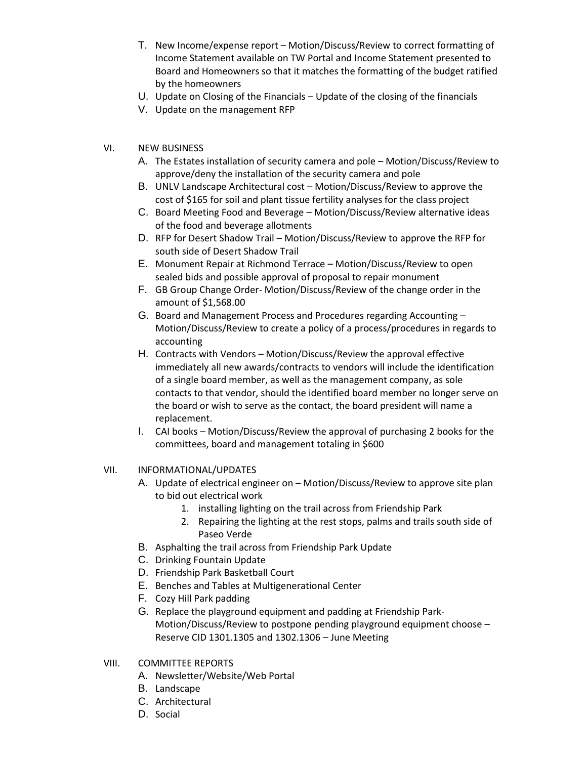T. New Income/expense report – Motion/Discuss/Review to correct formatting of Income Statement available on TW Portal and Income Statement presented to Board and Homeowners so that it matches the formatting of the budget ratified by the homeowners

U. Update on Closing of the Financials – Update of the closing of the financials

V. Update on the management RFP

VI. NEW BUSINESS

A. The Estates installation of security camera and pole – Motion/Discuss/Review to approve/deny the installation of the security camera and pole

B. UNLV Landscape Architectural cost – Motion/Discuss/Review to approve the cost of $165 for soil and plant tissue fertility analyses for the class project

C. Board Meeting Food and Beverage – Motion/Discuss/Review alternative ideas of the food and beverage allotments

D. RFP for Desert Shadow Trail – Motion/Discuss/Review to approve the RFP for south side of Desert Shadow Trail

E. Monument Repair at Richmond Terrace – Motion/Discuss/Review to open sealed bids and possible approval of proposal to repair monument

F. GB Group Change Order- Motion/Discuss/Review of the change order in the amount of $1,568.00

G. Board and Management Process and Procedures regarding Accounting – Motion/Discuss/Review to create a policy of a process/procedures in regards to accounting

H. Contracts with Vendors – Motion/Discuss/Review the approval effective immediately all new awards/contracts to vendors will include the identification of a single board member, as well as the management company, as sole contacts to that vendor, should the identified board member no longer serve on the board or wish to serve as the contact, the board president will name a replacement.

I. CAI books – Motion/Discuss/Review the approval of purchasing 2 books for the committees, board and management totaling in $600

VII. INFORMATIONAL/UPDATES

A. Update of electrical engineer on – Motion/Discuss/Review to approve site plan to bid out electrical work
   1. installing lighting on the trail across from Friendship Park
   2. Repairing the lighting at the rest stops, palms and trails south side of Paseo Verde

B. Asphalting the trail across from Friendship Park Update

C. Drinking Fountain Update

D. Friendship Park Basketball Court

E. Benches and Tables at Multigenerational Center

F. Cozy Hill Park padding

G. Replace the playground equipment and padding at Friendship Park- Motion/Discuss/Review to postpone pending playground equipment choose – Reserve CID 1301.1305 and 1302.1306 – June Meeting

VIII. COMMITTEE REPORTS

A. Newsletter/Website/Web Portal

B. Landscape

C. Architectural

D. Social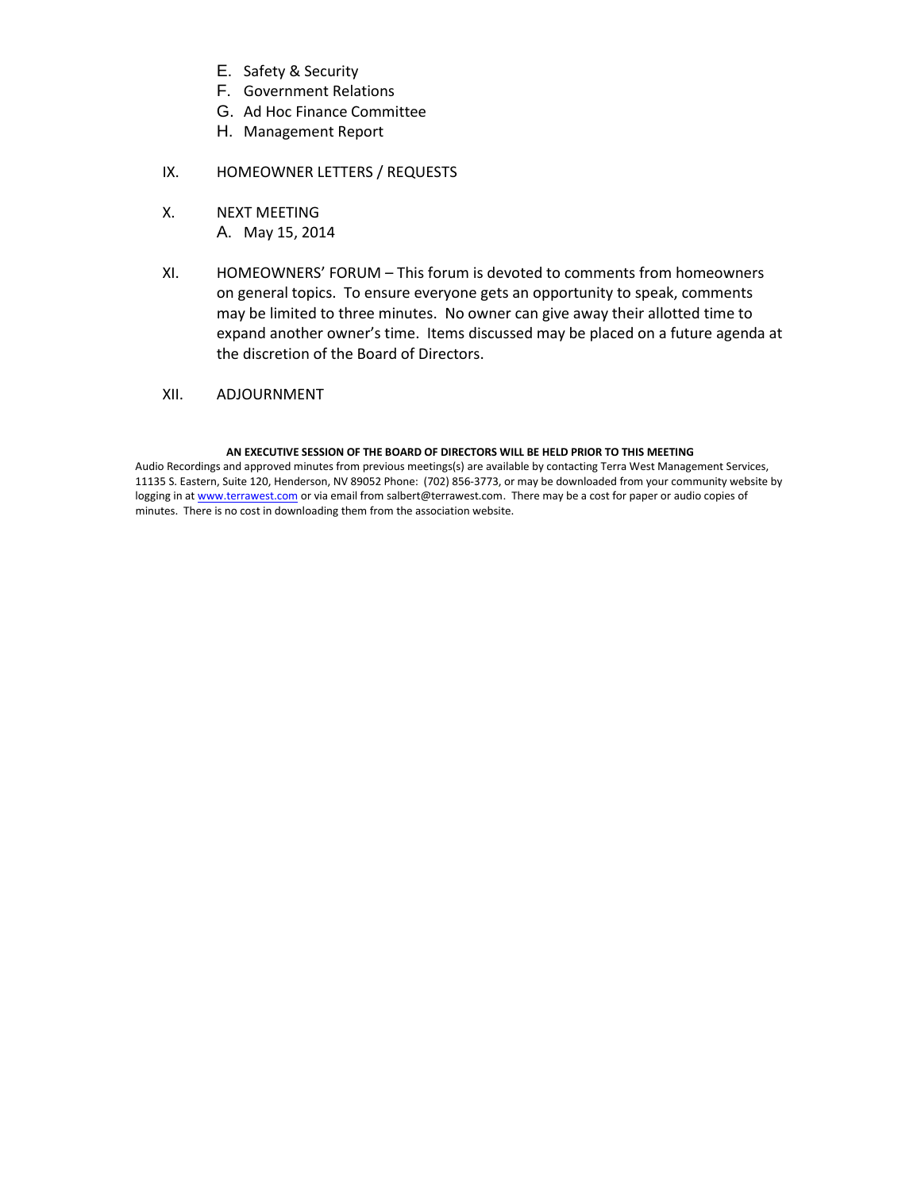E. Safety & Security
F. Government Relations
G. Ad Hoc Finance Committee
H. Management Report

IX. HOMEOWNER LETTERS / REQUESTS

X. NEXT MEETING
   A. May 15, 2014

XI. HOMEOWNERS' FORUM – This forum is devoted to comments from homeowners on general topics. To ensure everyone gets an opportunity to speak, comments may be limited to three minutes. No owner can give away their allotted time to expand another owner's time. Items discussed may be placed on a future agenda at the discretion of the Board of Directors.

XII. ADJOURNMENT

**AN EXECUTIVE SESSION OF THE BOARD OF DIRECTORS WILL BE HELD PRIOR TO THIS MEETING**

Audio Recordings and approved minutes from previous meetings(s) are available by contacting Terra West Management Services, 11135 S. Eastern, Suite 120, Henderson, NV 89052 Phone: (702) 856-3773, or may be downloaded from your community website by logging in at www.terrawest.com or via email from salbert@terrawest.com. There may be a cost for paper or audio copies of minutes. There is no cost in downloading them from the association website.